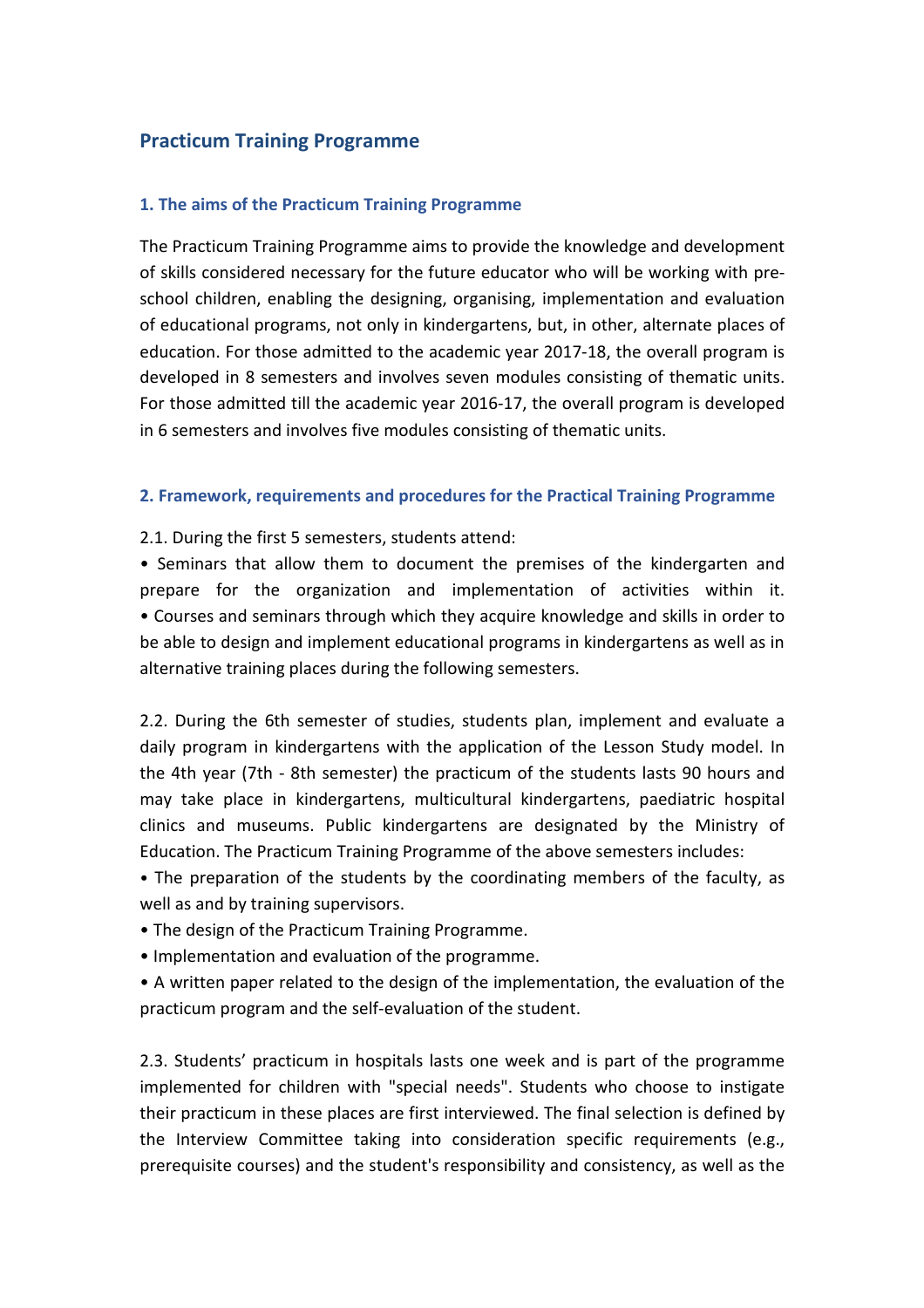# Practicum Training Programme

## 1. The aims of the Practicum Training Programme

The Practicum Training Programme aims to provide the knowledge and development of skills considered necessary for the future educator who will be working with pre-school children, enabling the designing, organising, implementation and evaluation of educational programs, not only in kindergartens, but, in other, alternate places of education. For those admitted to the academic year 2017-18, the overall program is developed in 8 semesters and involves seven modules consisting of thematic units. For those admitted till the academic year 2016-17, the overall program is developed in 6 semesters and involves five modules consisting of thematic units.

## 2. Framework, requirements and procedures for the Practical Training Programme

2.1. During the first 5 semesters, students attend:

- Seminars that allow them to document the premises of the kindergarten and prepare for the organization and implementation of activities within it.
- Courses and seminars through which they acquire knowledge and skills in order to be able to design and implement educational programs in kindergartens as well as in alternative training places during the following semesters.

2.2. During the 6th semester of studies, students plan, implement and evaluate a daily program in kindergartens with the application of the Lesson Study model. In the 4th year (7th - 8th semester) the practicum of the students lasts 90 hours and may take place in kindergartens, multicultural kindergartens, paediatric hospital clinics and museums. Public kindergartens are designated by the Ministry of Education. The Practicum Training Programme of the above semesters includes:

- The preparation of the students by the coordinating members of the faculty, as well as and by training supervisors.
- The design of the Practicum Training Programme.
- Implementation and evaluation of the programme.
- A written paper related to the design of the implementation, the evaluation of the practicum program and the self-evaluation of the student.

2.3. Students' practicum in hospitals lasts one week and is part of the programme implemented for children with "special needs". Students who choose to instigate their practicum in these places are first interviewed. The final selection is defined by the Interview Committee taking into consideration specific requirements (e.g., prerequisite courses) and the student's responsibility and consistency, as well as the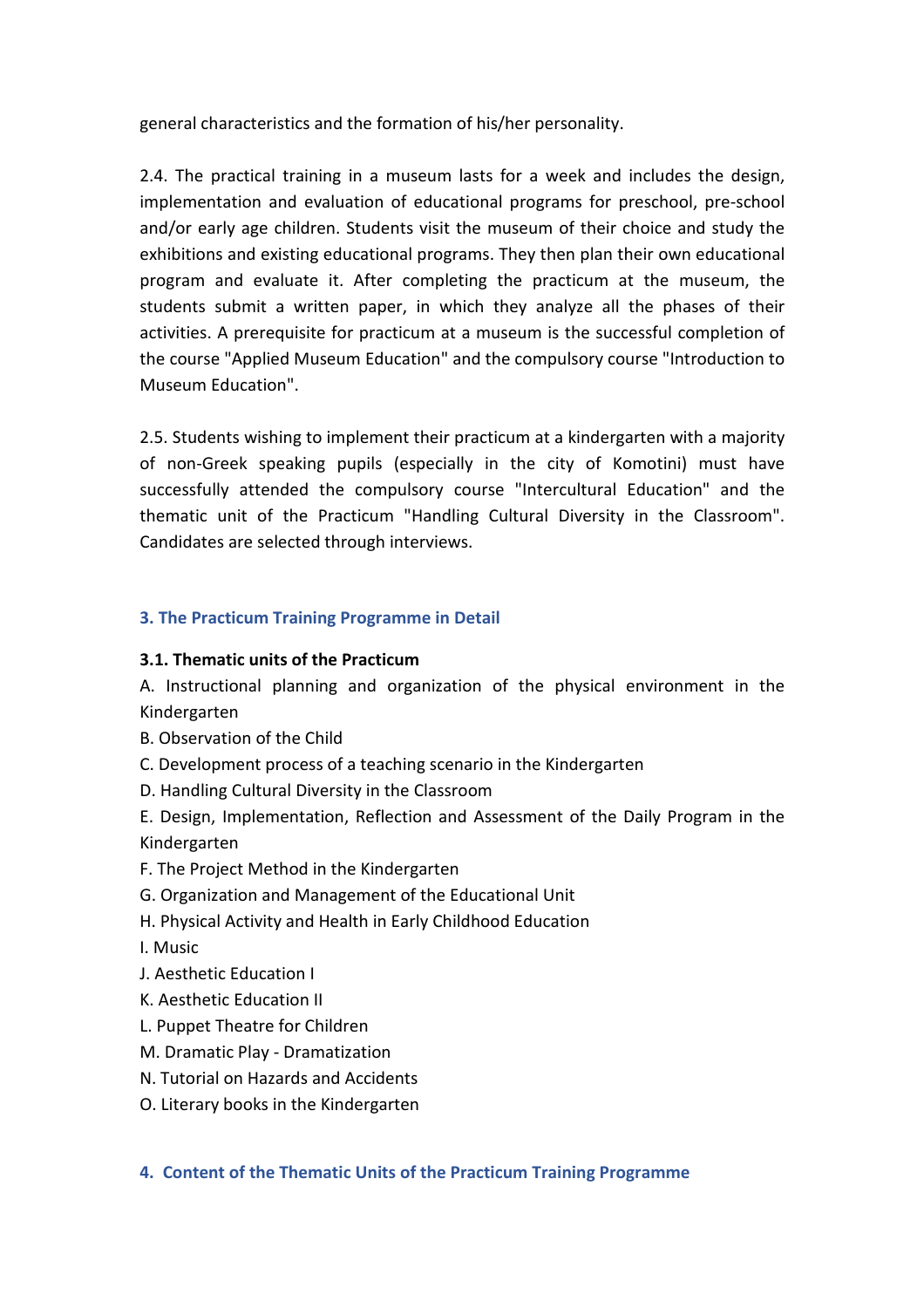general characteristics and the formation of his/her personality.

2.4. The practical training in a museum lasts for a week and includes the design, implementation and evaluation of educational programs for preschool, pre-school and/or early age children. Students visit the museum of their choice and study the exhibitions and existing educational programs. They then plan their own educational program and evaluate it. After completing the practicum at the museum, the students submit a written paper, in which they analyze all the phases of their activities. A prerequisite for practicum at a museum is the successful completion of the course "Applied Museum Education" and the compulsory course "Introduction to Museum Education".

2.5. Students wishing to implement their practicum at a kindergarten with a majority of non-Greek speaking pupils (especially in the city of Komotini) must have successfully attended the compulsory course "Intercultural Education" and the thematic unit of the Practicum "Handling Cultural Diversity in the Classroom". Candidates are selected through interviews.

## 3. The Practicum Training Programme in Detail

### 3.1. Thematic units of the Practicum

A. Instructional planning and organization of the physical environment in the Kindergarten
B. Observation of the Child
C. Development process of a teaching scenario in the Kindergarten
D. Handling Cultural Diversity in the Classroom
E. Design, Implementation, Reflection and Assessment of the Daily Program in the Kindergarten
F. The Project Method in the Kindergarten
G. Organization and Management of the Educational Unit
H. Physical Activity and Health in Early Childhood Education
I. Music
J. Aesthetic Education I
K. Aesthetic Education II
L. Puppet Theatre for Children
M. Dramatic Play - Dramatization
N. Tutorial on Hazards and Accidents
O. Literary books in the Kindergarten

## 4. Content of the Thematic Units of the Practicum Training Programme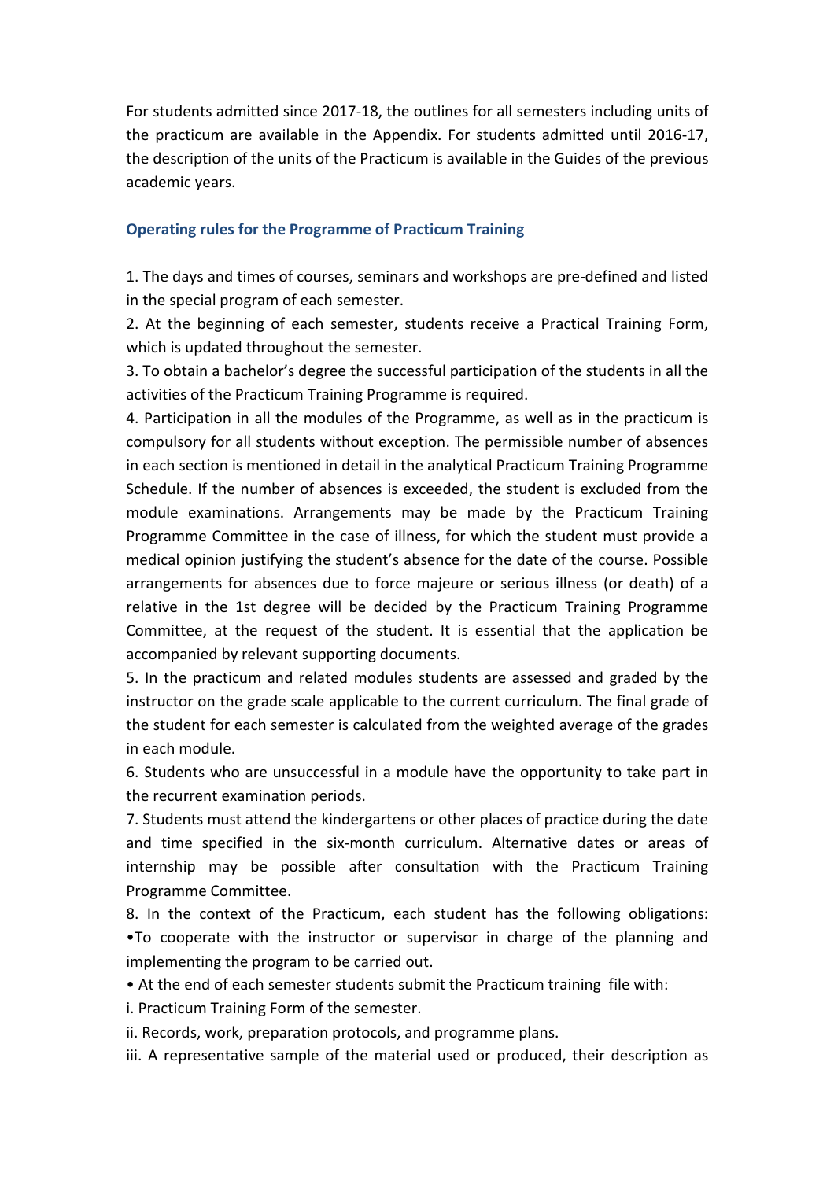For students admitted since 2017-18, the outlines for all semesters including units of the practicum are available in the Appendix. For students admitted until 2016-17, the description of the units of the Practicum is available in the Guides of the previous academic years.

## Operating rules for the Programme of Practicum Training

1. The days and times of courses, seminars and workshops are pre-defined and listed in the special program of each semester.
2. At the beginning of each semester, students receive a Practical Training Form, which is updated throughout the semester.
3. To obtain a bachelor's degree the successful participation of the students in all the activities of the Practicum Training Programme is required.
4. Participation in all the modules of the Programme, as well as in the practicum is compulsory for all students without exception. The permissible number of absences in each section is mentioned in detail in the analytical Practicum Training Programme Schedule. If the number of absences is exceeded, the student is excluded from the module examinations. Arrangements may be made by the Practicum Training Programme Committee in the case of illness, for which the student must provide a medical opinion justifying the student's absence for the date of the course. Possible arrangements for absences due to force majeure or serious illness (or death) of a relative in the 1st degree will be decided by the Practicum Training Programme Committee, at the request of the student. It is essential that the application be accompanied by relevant supporting documents.
5. In the practicum and related modules students are assessed and graded by the instructor on the grade scale applicable to the current curriculum. The final grade of the student for each semester is calculated from the weighted average of the grades in each module.
6. Students who are unsuccessful in a module have the opportunity to take part in the recurrent examination periods.
7. Students must attend the kindergartens or other places of practice during the date and time specified in the six-month curriculum. Alternative dates or areas of internship may be possible after consultation with the Practicum Training Programme Committee.
8. In the context of the Practicum, each student has the following obligations:
   - To cooperate with the instructor or supervisor in charge of the planning and implementing the program to be carried out.
   - At the end of each semester students submit the Practicum training file with:

     i. Practicum Training Form of the semester.

     ii. Records, work, preparation protocols, and programme plans.

     iii. A representative sample of the material used or produced, their description as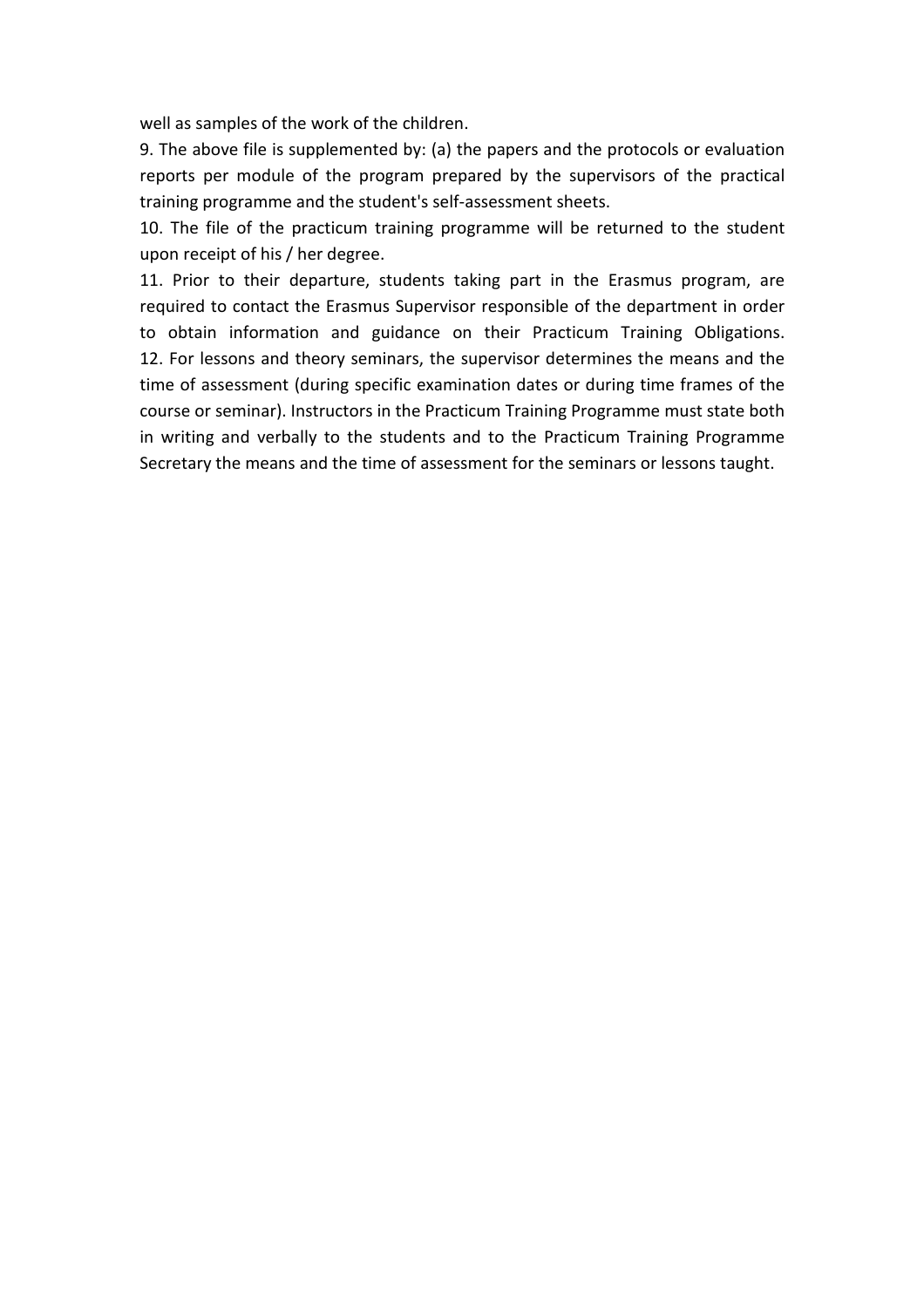well as samples of the work of the children.

9. The above file is supplemented by: (a) the papers and the protocols or evaluation reports per module of the program prepared by the supervisors of the practical training programme and the student's self-assessment sheets.

10. The file of the practicum training programme will be returned to the student upon receipt of his / her degree.

11. Prior to their departure, students taking part in the Erasmus program, are required to contact the Erasmus Supervisor responsible of the department in order to obtain information and guidance on their Practicum Training Obligations.

12. For lessons and theory seminars, the supervisor determines the means and the time of assessment (during specific examination dates or during time frames of the course or seminar). Instructors in the Practicum Training Programme must state both in writing and verbally to the students and to the Practicum Training Programme Secretary the means and the time of assessment for the seminars or lessons taught.